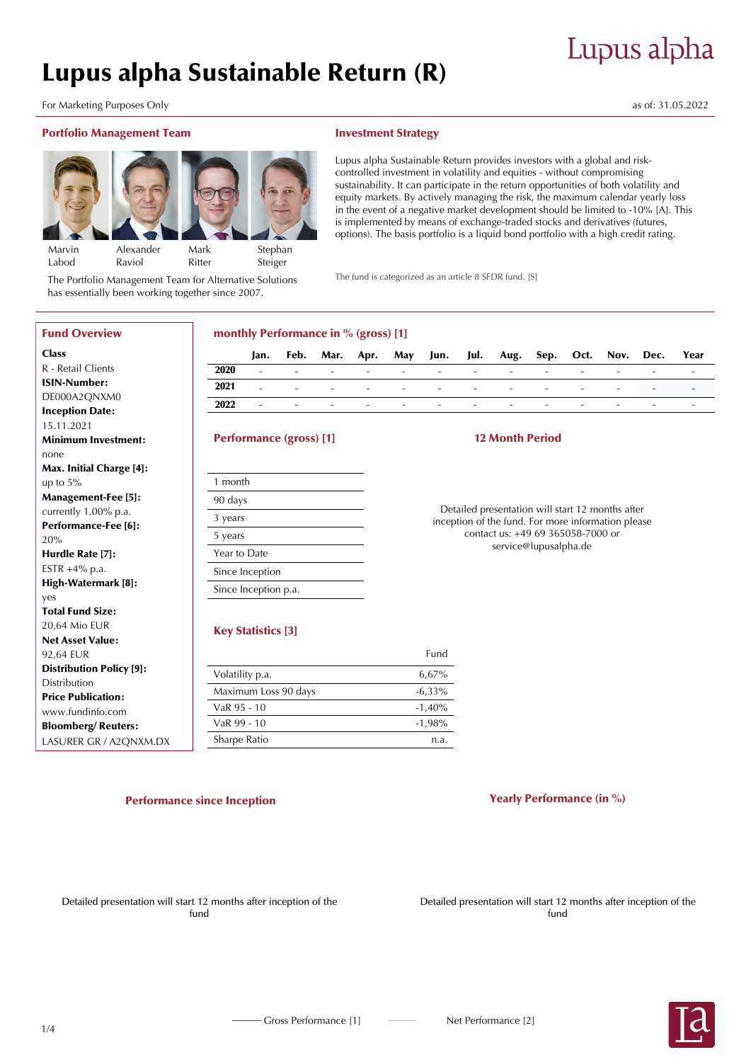# Lupus alpha Sustainable Return (R)

For Marketing Purposes Only

as of: 31.05.2022

## Portfolio Management Team

Marvin Labod, Alexander Raviol, Mark Ritter, Stephan Steiger

The Portfolio Management Team for Alternative Solutions has essentially been working together since 2007.

## Investment Strategy

Lupus alpha Sustainable Return provides investors with a global and risk-controlled investment in volatility and equities - without compromising sustainability. It can participate in the return opportunities of both volatility and equity markets. By actively managing the risk, the maximum calendar yearly loss in the event of a negative market development should be limited to -10% [A]. This is implemented by means of exchange-traded stocks and derivatives (futures, options). The basis portfolio is a liquid bond portfolio with a high credit rating.

The fund is categorized as an article 8 SFDR fund. [S]

## Fund Overview

**Class**
R - Retail Clients

**ISIN-Number:**
DE000A2QNXM0

**Inception Date:**
15.11.2021

**Minimum Investment:**
none

**Max. Initial Charge [4]:**
up to 5%

**Management-Fee [5]:**
currently 1.00% p.a.

**Performance-Fee [6]:**
20%

**Hurdle Rate [7]:**
ESTR +4% p.a.

**High-Watermark [8]:**
yes

**Total Fund Size:**
20,64 Mio EUR

**Net Asset Value:**
92,64 EUR

**Distribution Policy [9]:**
Distribution

**Price Publication:**
www.fundinfo.com

**Bloomberg/ Reuters:**
LASURER GR / A2QNXM.DX

## monthly Performance in % (gross) [1]

| | Jan. | Feb. | Mar. | Apr. | May | Jun. | Jul. | Aug. | Sep. | Oct. | Nov. | Dec. | Year |
|---|---|---|---|---|---|---|---|---|---|---|---|---|---|
| 2020 | - | - | - | - | - | - | - | - | - | - | - | - | - |
| 2021 | - | - | - | - | - | - | - | - | - | - | - | - | - |
| 2022 | - | - | - | - | - | - | - | - | - | - | - | - | - |

## Performance (gross) [1]

| |
|---|
| 1 month |
| 90 days |
| 3 years |
| 5 years |
| Year to Date |
| Since Inception |
| Since Inception p.a. |

## 12 Month Period

Detailed presentation will start 12 months after inception of the fund. For more information please contact us: +49 69 365058-7000 or service@lupusalpha.de

## Key Statistics [3]

| | Fund |
|---|---|
| Volatility p.a. | 6,67% |
| Maximum Loss 90 days | -6,33% |
| VaR 95 - 10 | -1,40% |
| VaR 99 - 10 | -1,98% |
| Sharpe Ratio | n.a. |

## Performance since Inception

Detailed presentation will start 12 months after inception of the fund

## Yearly Performance (in %)

Detailed presentation will start 12 months after inception of the fund

Gross Performance [1] Net Performance [2]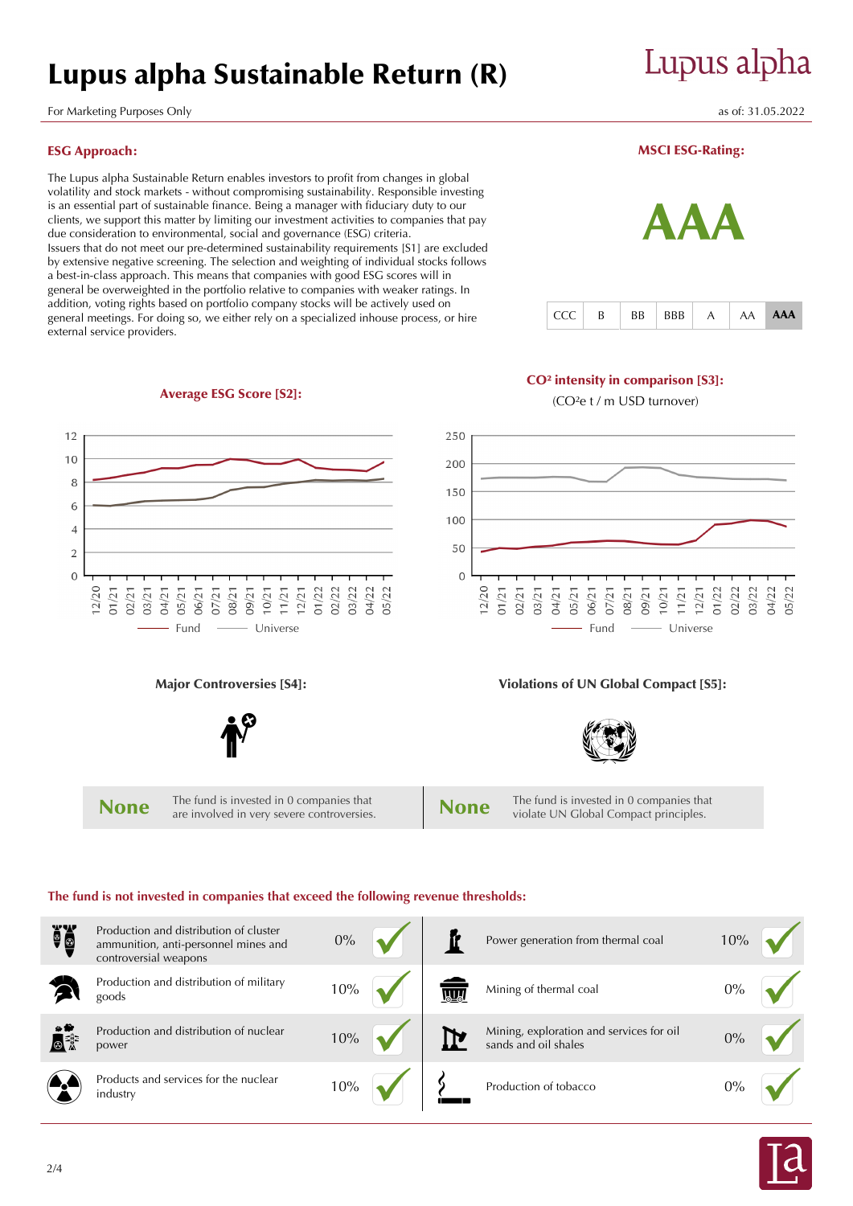# Lupus alpha Sustainable Return (R)

For Marketing Purposes Only

as of: 31.05.2022

## ESG Approach:

The Lupus alpha Sustainable Return enables investors to profit from changes in global volatility and stock markets - without compromising sustainability. Responsible investing is an essential part of sustainable finance. Being a manager with fiduciary duty to our clients, we support this matter by limiting our investment activities to companies that pay due consideration to environmental, social and governance (ESG) criteria.
Issuers that do not meet our pre-determined sustainability requirements [S1] are excluded by extensive negative screening. The selection and weighting of individual stocks follows a best-in-class approach. This means that companies with good ESG scores will in general be overweighted in the portfolio relative to companies with weaker ratings. In addition, voting rights based on portfolio company stocks will be actively used on general meetings. For doing so, we either rely on a specialized inhouse process, or hire external service providers.

## MSCI ESG-Rating:

**AAA**

| CCC | B | BB | BBB | A | AA | **AAA** |
|---|---|---|---|---|---|---|

## Average ESG Score [S2]:

Fund / Universe (12/20 – 05/22)

## $CO_2$ intensity in comparison [S3]:

($CO_2$e t / m USD turnover)

Fund / Universe (12/20 – 05/22)

## Major Controversies [S4]:

**None** The fund is invested in 0 companies that are involved in very severe controversies.

## Violations of UN Global Compact [S5]:

**None** The fund is invested in 0 companies that violate UN Global Compact principles.

## The fund is not invested in companies that exceed the following revenue thresholds:

| Criterion | Threshold | Criterion | Threshold |
|---|---|---|---|
| Production and distribution of cluster ammunition, anti-personnel mines and controversial weapons | 0% ✓ | Power generation from thermal coal | 10% ✓ |
| Production and distribution of military goods | 10% ✓ | Mining of thermal coal | 0% ✓ |
| Production and distribution of nuclear power | 10% ✓ | Mining, exploration and services for oil sands and oil shales | 0% ✓ |
| Products and services for the nuclear industry | 10% ✓ | Production of tobacco | 0% ✓ |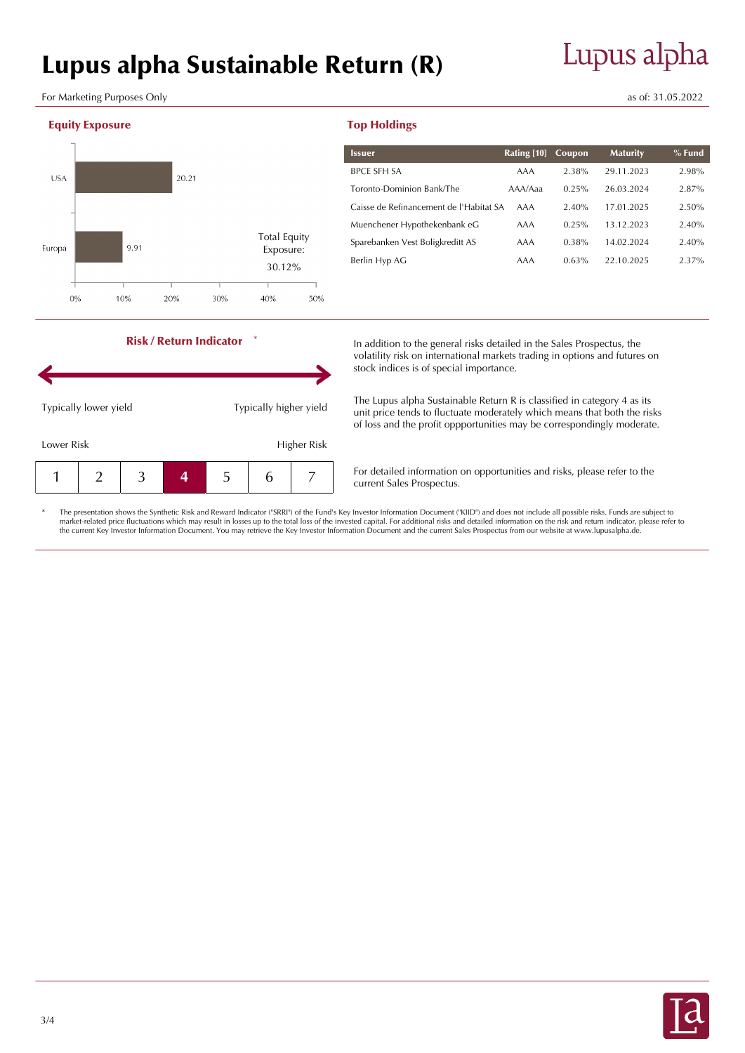# Lupus alpha Sustainable Return (R)

For Marketing Purposes Only

as of: 31.05.2022

## Equity Exposure

| Region | Exposure |
|---|---|
| USA | 20.21 |
| Europa | 9.91 |

Total Equity Exposure: 30.12%

## Top Holdings

| Issuer | Rating [10] | Coupon | Maturity | % Fund |
|---|---|---|---|---|
| BPCE SFH SA | AAA | 2.38% | 29.11.2023 | 2.98% |
| Toronto-Dominion Bank/The | AAA/Aaa | 0.25% | 26.03.2024 | 2.87% |
| Caisse de Refinancement de l'Habitat SA | AAA | 2.40% | 17.01.2025 | 2.50% |
| Muenchener Hypothekenbank eG | AAA | 0.25% | 13.12.2023 | 2.40% |
| Sparebanken Vest Boligkreditt AS | AAA | 0.38% | 14.02.2024 | 2.40% |
| Berlin Hyp AG | AAA | 0.63% | 22.10.2025 | 2.37% |

## Risk / Return Indicator *

Typically lower yield — Typically higher yield

Lower Risk — Higher Risk

| 1 | 2 | 3 | **4** | 5 | 6 | 7 |
|---|---|---|---|---|---|---|

In addition to the general risks detailed in the Sales Prospectus, the volatility risk on international markets trading in options and futures on stock indices is of special importance.

The Lupus alpha Sustainable Return R is classified in category 4 as its unit price tends to fluctuate moderately which means that both the risks of loss and the profit oppportunities may be correspondingly moderate.

For detailed information on opportunities and risks, please refer to the current Sales Prospectus.

* The presentation shows the Synthetic Risk and Reward Indicator ("SRRI") of the Fund's Key Investor Information Document ("KIID") and does not include all possible risks. Funds are subject to market-related price fluctuations which may result in losses up to the total loss of the invested capital. For additional risks and detailed information on the risk and return indicator, please refer to the current Key Investor Information Document. You may retrieve the Key Investor Information Document and the current Sales Prospectus from our website at www.lupusalpha.de.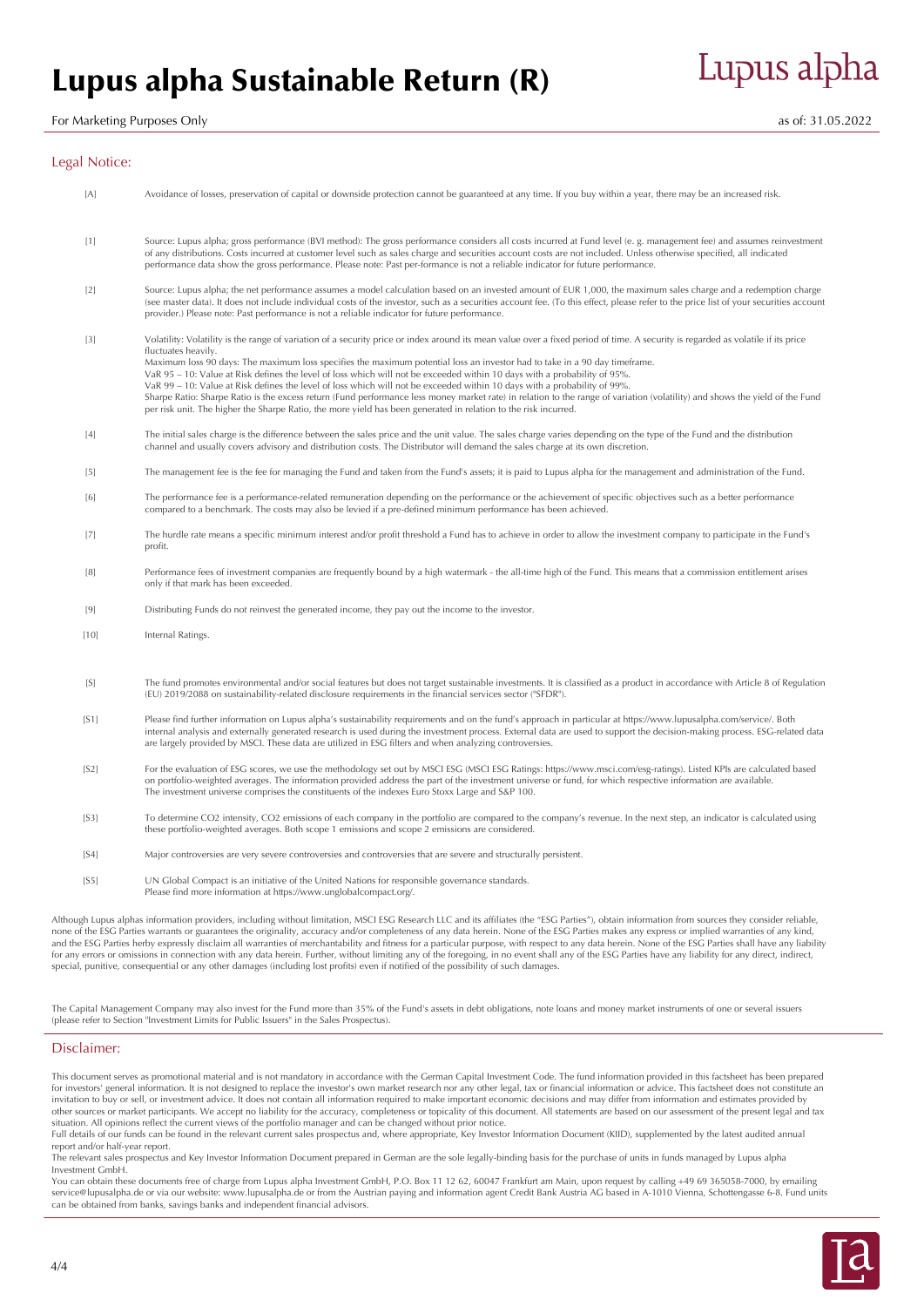# Lupus alpha Sustainable Return (R)

For Marketing Purposes Only

as of: 31.05.2022

## Legal Notice:

[A] Avoidance of losses, preservation of capital or downside protection cannot be guaranteed at any time. If you buy within a year, there may be an increased risk.

[1] Source: Lupus alpha; gross performance (BVI method): The gross performance considers all costs incurred at Fund level (e. g. management fee) and assumes reinvestment of any distributions. Costs incurred at customer level such as sales charge and securities account costs are not included. Unless otherwise specified, all indicated performance data show the gross performance. Please note: Past per-formance is not a reliable indicator for future performance.

[2] Source: Lupus alpha; the net performance assumes a model calculation based on an invested amount of EUR 1,000, the maximum sales charge and a redemption charge (see master data). It does not include individual costs of the investor, such as a securities account fee. (To this effect, please refer to the price list of your securities account provider.) Please note: Past performance is not a reliable indicator for future performance.

[3] Volatility: Volatility is the range of variation of a security price or index around its mean value over a fixed period of time. A security is regarded as volatile if its price fluctuates heavily.
Maximum loss 90 days: The maximum loss specifies the maximum potential loss an investor had to take in a 90 day timeframe.
VaR 95 – 10: Value at Risk defines the level of loss which will not be exceeded within 10 days with a probability of 95%.
VaR 99 – 10: Value at Risk defines the level of loss which will not be exceeded within 10 days with a probability of 99%.
Sharpe Ratio: Sharpe Ratio is the excess return (Fund performance less money market rate) in relation to the range of variation (volatility) and shows the yield of the Fund per risk unit. The higher the Sharpe Ratio, the more yield has been generated in relation to the risk incurred.

[4] The initial sales charge is the difference between the sales price and the unit value. The sales charge varies depending on the type of the Fund and the distribution channel and usually covers advisory and distribution costs. The Distributor will demand the sales charge at its own discretion.

[5] The management fee is the fee for managing the Fund and taken from the Fund's assets; it is paid to Lupus alpha for the management and administration of the Fund.

[6] The performance fee is a performance-related remuneration depending on the performance or the achievement of specific objectives such as a better performance compared to a benchmark. The costs may also be levied if a pre-defined minimum performance has been achieved.

[7] The hurdle rate means a specific minimum interest and/or profit threshold a Fund has to achieve in order to allow the investment company to participate in the Fund's profit.

[8] Performance fees of investment companies are frequently bound by a high watermark - the all-time high of the Fund. This means that a commission entitlement arises only if that mark has been exceeded.

[9] Distributing Funds do not reinvest the generated income, they pay out the income to the investor.

[10] Internal Ratings.

[S] The fund promotes environmental and/or social features but does not target sustainable investments. It is classified as a product in accordance with Article 8 of Regulation (EU) 2019/2088 on sustainability-related disclosure requirements in the financial services sector ("SFDR").

[S1] Please find further information on Lupus alpha's sustainability requirements and on the fund's approach in particular at https://www.lupusalpha.com/service/. Both internal analysis and externally generated research is used during the investment process. External data are used to support the decision-making process. ESG-related data are largely provided by MSCI. These data are utilized in ESG filters and when analyzing controversies.

[S2] For the evaluation of ESG scores, we use the methodology set out by MSCI ESG (MSCI ESG Ratings: https://www.msci.com/esg-ratings). Listed KPIs are calculated based on portfolio-weighted averages. The information provided address the part of the investment universe or fund, for which respective information are available. The investment universe comprises the constituents of the indexes Euro Stoxx Large and S&P 100.

[S3] To determine CO2 intensity, CO2 emissions of each company in the portfolio are compared to the company's revenue. In the next step, an indicator is calculated using these portfolio-weighted averages. Both scope 1 emissions and scope 2 emissions are considered.

[S4] Major controversies are very severe controversies and controversies that are severe and structurally persistent.

[S5] UN Global Compact is an initiative of the United Nations for responsible governance standards.
Please find more information at https://www.unglobalcompact.org/.

Although Lupus alphas information providers, including without limitation, MSCI ESG Research LLC and its affiliates (the "ESG Parties"), obtain information from sources they consider reliable, none of the ESG Parties warrants or guarantees the originality, accuracy and/or completeness of any data herein. None of the ESG Parties makes any express or implied warranties of any kind, and the ESG Parties herby expressly disclaim all warranties of merchantability and fitness for a particular purpose, with respect to any data herein. None of the ESG Parties shall have any liability for any errors or omissions in connection with any data herein. Further, without limiting any of the foregoing, in no event shall any of the ESG Parties have any liability for any direct, indirect, special, punitive, consequential or any other damages (including lost profits) even if notified of the possibility of such damages.

The Capital Management Company may also invest for the Fund more than 35% of the Fund's assets in debt obligations, note loans and money market instruments of one or several issuers (please refer to Section "Investment Limits for Public Issuers" in the Sales Prospectus).

## Disclaimer:

This document serves as promotional material and is not mandatory in accordance with the German Capital Investment Code. The fund information provided in this factsheet has been prepared for investors' general information. It is not designed to replace the investor's own market research nor any other legal, tax or financial information or advice. This factsheet does not constitute an invitation to buy or sell, or investment advice. It does not contain all information required to make important economic decisions and may differ from information and estimates provided by other sources or market participants. We accept no liability for the accuracy, completeness or topicality of this document. All statements are based on our assessment of the present legal and tax situation. All opinions reflect the current views of the portfolio manager and can be changed without prior notice.
Full details of our funds can be found in the relevant current sales prospectus and, where appropriate, Key Investor Information Document (KIID), supplemented by the latest audited annual report and/or half-year report.
The relevant sales prospectus and Key Investor Information Document prepared in German are the sole legally-binding basis for the purchase of units in funds managed by Lupus alpha Investment GmbH.
You can obtain these documents free of charge from Lupus alpha Investment GmbH, P.O. Box 11 12 62, 60047 Frankfurt am Main, upon request by calling +49 69 365058-7000, by emailing service@lupusalpha.de or via our website: www.lupusalpha.de or from the Austrian paying and information agent Credit Bank Austria AG based in A-1010 Vienna, Schottengasse 6-8. Fund units can be obtained from banks, savings banks and independent financial advisors.